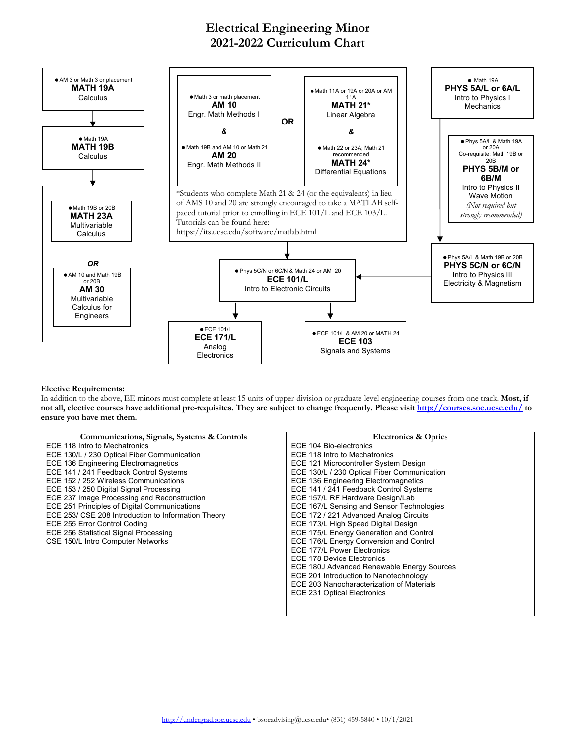# Electrical Engineering Minor
## 2021-2022 Curriculum Chart

● AM 3 or Math 3 or placement
**MATH 19A**
Calculus

● Math 19A
**MATH 19B**
Calculus

● Math 19B or 20B
**MATH 23A**
Multivariable Calculus

***OR***

● AM 10 and Math 19B or 20B
**AM 30**
Multivariable Calculus for Engineers

● Math 3 or math placement
**AM 10**
Engr. Math Methods I

**&**

● Math 19B and AM 10 or Math 21
**AM 20**
Engr. Math Methods II

**OR**

● Math 11A or 19A or 20A or AM 11A
**MATH 21***
Linear Algebra

**&**

● Math 22 or 23A; Math 21 recommended
**MATH 24***
Differential Equations

*Students who complete Math 21 & 24 (or the equivalents) in lieu of AMS 10 and 20 are strongly encouraged to take a MATLAB self-paced tutorial prior to enrolling in ECE 101/L and ECE 103/L. Tutorials can be found here: https://its.ucsc.edu/software/matlab.html

● Math 19A
**PHYS 5A/L or 6A/L**
Intro to Physics I
Mechanics

● Phys 5A/L & Math 19A or 20A
Co-requisite: Math 19B or 20B
**PHYS 5B/M or 6B/M**
Intro to Physics II
Wave Motion
*(Not required but strongly recommended)*

● Phys 5A/L & Math 19B or 20B
**PHYS 5C/N or 6C/N**
Intro to Physics III
Electricity & Magnetism

● Phys 5C/N or 6C/N & Math 24 or AM 20
**ECE 101/L**
Intro to Electronic Circuits

● ECE 101/L
**ECE 171/L**
Analog Electronics

● ECE 101/L & AM 20 or MATH 24
**ECE 103**
Signals and Systems

**Elective Requirements:**
In addition to the above, EE minors must complete at least 15 units of upper-division or graduate-level engineering courses from one track. **Most, if not all, elective courses have additional pre-requisites. They are subject to change frequently. Please visit http://courses.soe.ucsc.edu/ to ensure you have met them.**

| Communications, Signals, Systems & Controls | Electronics & Optics |
|---|---|
| ECE 118 Intro to Mechatronics | ECE 104 Bio-electronics |
| ECE 130/L / 230 Optical Fiber Communication | ECE 118 Intro to Mechatronics |
| ECE 136 Engineering Electromagnetics | ECE 121 Microcontroller System Design |
| ECE 141 / 241 Feedback Control Systems | ECE 130/L / 230 Optical Fiber Communication |
| ECE 152 / 252 Wireless Communications | ECE 136 Engineering Electromagnetics |
| ECE 153 / 250 Digital Signal Processing | ECE 141 / 241 Feedback Control Systems |
| ECE 237 Image Processing and Reconstruction | ECE 157/L RF Hardware Design/Lab |
| ECE 251 Principles of Digital Communications | ECE 167/L Sensing and Sensor Technologies |
| ECE 253/ CSE 208 Introduction to Information Theory | ECE 172 / 221 Advanced Analog Circuits |
| ECE 255 Error Control Coding | ECE 173/L High Speed Digital Design |
| ECE 256 Statistical Signal Processing | ECE 175/L Energy Generation and Control |
| CSE 150/L Intro Computer Networks | ECE 176/L Energy Conversion and Control |
| | ECE 177/L Power Electronics |
| | ECE 178 Device Electronics |
| | ECE 180J Advanced Renewable Energy Sources |
| | ECE 201 Introduction to Nanotechnology |
| | ECE 203 Nanocharacterization of Materials |
| | ECE 231 Optical Electronics |

http://undergrad.soe.ucsc.edu • bsoeadvising@ucsc.edu• (831) 459-5840 • 10/1/2021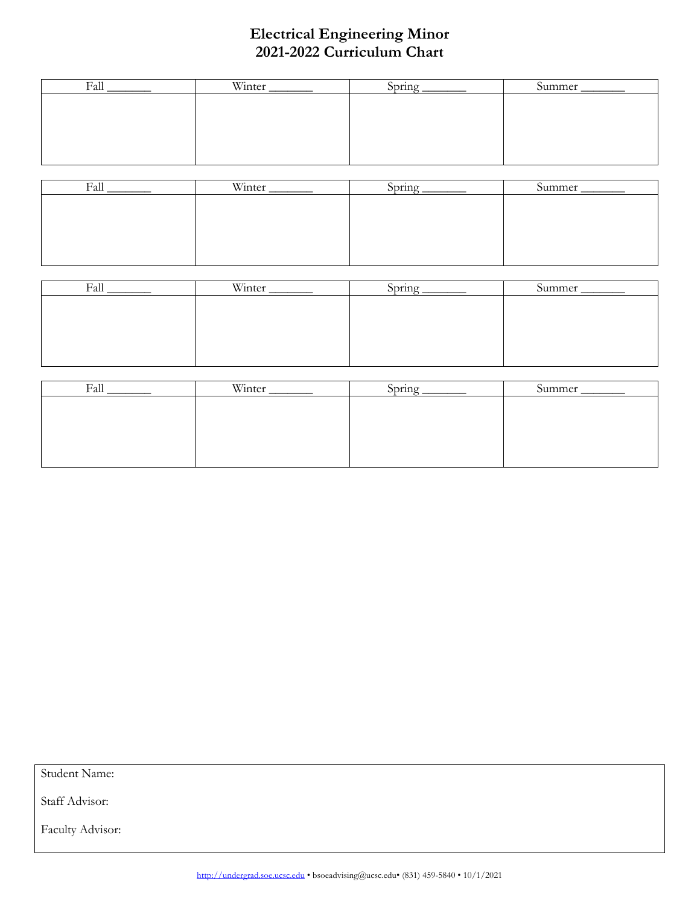# Electrical Engineering Minor
# 2021-2022 Curriculum Chart

| Fall _______ | Winter _______ | Spring _______ | Summer _______ |
|---|---|---|---|
| | | | |

| Fall _______ | Winter _______ | Spring _______ | Summer _______ |
|---|---|---|---|
| | | | |

| Fall _______ | Winter _______ | Spring _______ | Summer _______ |
|---|---|---|---|
| | | | |

| Fall _______ | Winter _______ | Spring _______ | Summer _______ |
|---|---|---|---|
| | | | |

Student Name:

Staff Advisor:

Faculty Advisor:

http://undergrad.soe.ucsc.edu • bsoeadvising@ucsc.edu• (831) 459-5840 • 10/1/2021